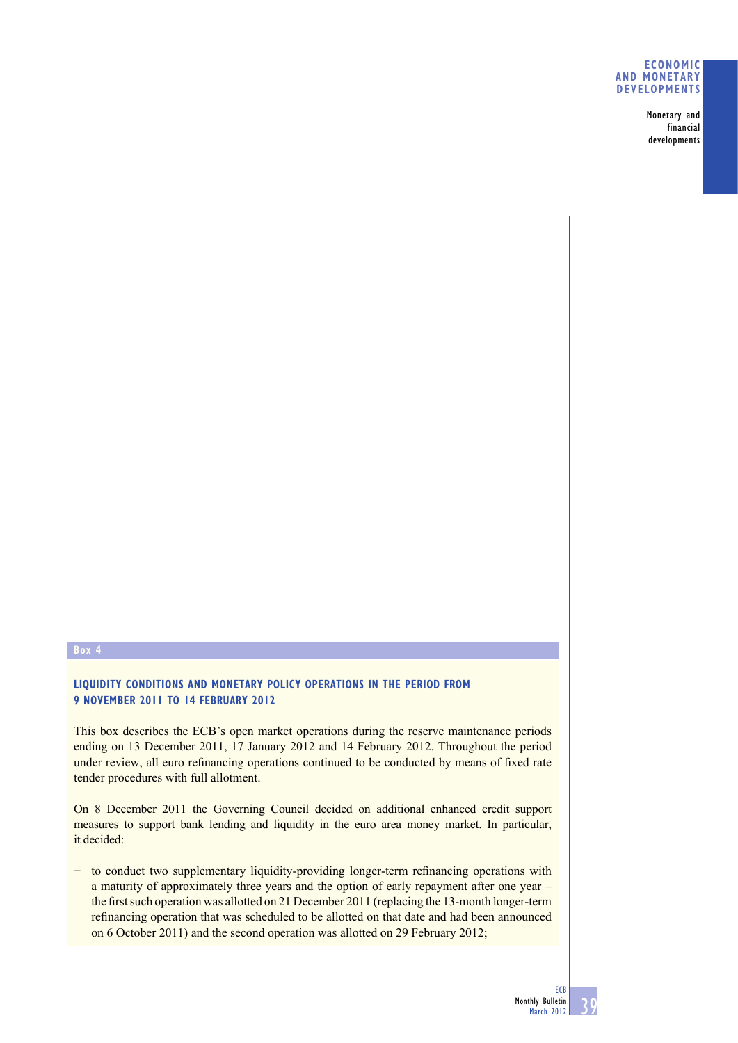Box 4

## LIQUIDITY CONDITIONS AND MONETARY POLICY OPERATIONS IN THE PERIOD FROM 9 NOVEMBER 2011 TO 14 FEBRUARY 2012

This box describes the ECB's open market operations during the reserve maintenance periods ending on 13 December 2011, 17 January 2012 and 14 February 2012. Throughout the period under review, all euro refinancing operations continued to be conducted by means of fixed rate tender procedures with full allotment.

On 8 December 2011 the Governing Council decided on additional enhanced credit support measures to support bank lending and liquidity in the euro area money market. In particular, it decided:

- to conduct two supplementary liquidity-providing longer-term refinancing operations with a maturity of approximately three years and the option of early repayment after one year – the first such operation was allotted on 21 December 2011 (replacing the 13-month longer-term refinancing operation that was scheduled to be allotted on that date and had been announced on 6 October 2011) and the second operation was allotted on 29 February 2012;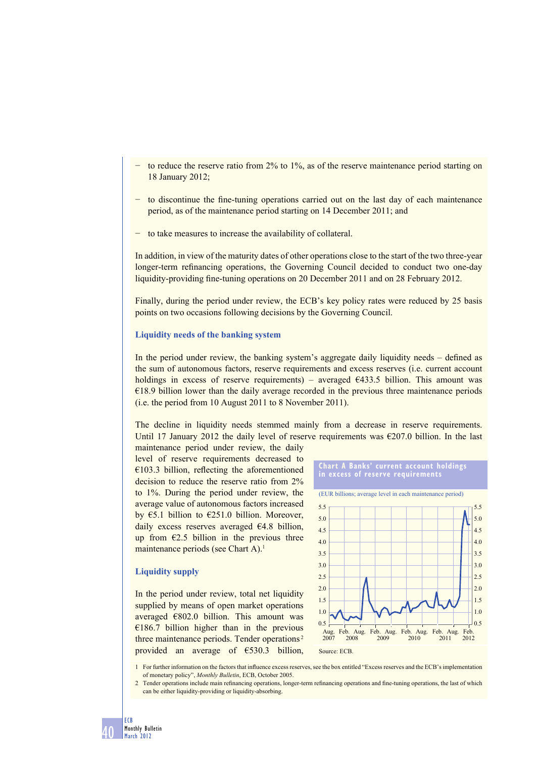- to reduce the reserve ratio from 2% to 1%, as of the reserve maintenance period starting on 18 January 2012;

- to discontinue the fine-tuning operations carried out on the last day of each maintenance period, as of the maintenance period starting on 14 December 2011; and

- to take measures to increase the availability of collateral.

In addition, in view of the maturity dates of other operations close to the start of the two three-year longer-term refinancing operations, the Governing Council decided to conduct two one-day liquidity-providing fine-tuning operations on 20 December 2011 and on 28 February 2012.

Finally, during the period under review, the ECB's key policy rates were reduced by 25 basis points on two occasions following decisions by the Governing Council.

### Liquidity needs of the banking system

In the period under review, the banking system's aggregate daily liquidity needs – defined as the sum of autonomous factors, reserve requirements and excess reserves (i.e. current account holdings in excess of reserve requirements) – averaged €433.5 billion. This amount was €18.9 billion lower than the daily average recorded in the previous three maintenance periods (i.e. the period from 10 August 2011 to 8 November 2011).

The decline in liquidity needs stemmed mainly from a decrease in reserve requirements. Until 17 January 2012 the daily level of reserve requirements was €207.0 billion. In the last maintenance period under review, the daily level of reserve requirements decreased to €103.3 billion, reflecting the aforementioned decision to reduce the reserve ratio from 2% to 1%. During the period under review, the average value of autonomous factors increased by €5.1 billion to €251.0 billion. Moreover, daily excess reserves averaged €4.8 billion, up from €2.5 billion in the previous three maintenance periods (see Chart A).[1]

**Chart A Banks' current account holdings in excess of reserve requirements**

(EUR billions; average level in each maintenance period)

Source: ECB.

### Liquidity supply

In the period under review, total net liquidity supplied by means of open market operations averaged €802.0 billion. This amount was €186.7 billion higher than in the previous three maintenance periods. Tender operations[2] provided an average of €530.3 billion,

1 For further information on the factors that influence excess reserves, see the box entitled "Excess reserves and the ECB's implementation of monetary policy", *Monthly Bulletin*, ECB, October 2005.

2 Tender operations include main refinancing operations, longer-term refinancing operations and fine-tuning operations, the last of which can be either liquidity-providing or liquidity-absorbing.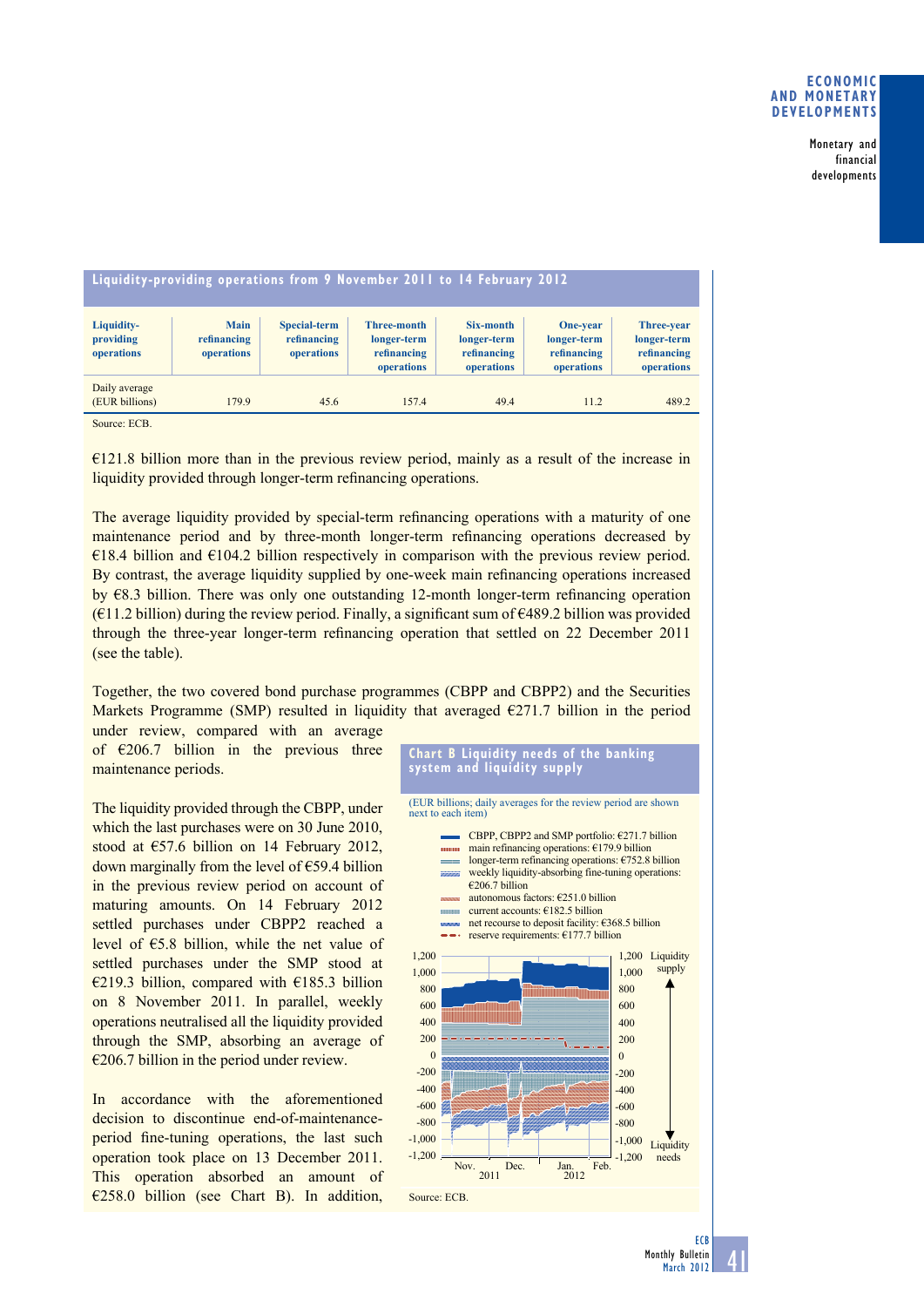**Liquidity-providing operations from 9 November 2011 to 14 February 2012**

| Liquidity-providing operations | Main refinancing operations | Special-term refinancing operations | Three-month longer-term refinancing operations | Six-month longer-term refinancing operations | One-year longer-term refinancing operations | Three-year longer-term refinancing operations |
|---|---|---|---|---|---|---|
| Daily average (EUR billions) | 179.9 | 45.6 | 157.4 | 49.4 | 11.2 | 489.2 |

Source: ECB.

€121.8 billion more than in the previous review period, mainly as a result of the increase in liquidity provided through longer-term refinancing operations.

The average liquidity provided by special-term refinancing operations with a maturity of one maintenance period and by three-month longer-term refinancing operations decreased by €18.4 billion and €104.2 billion respectively in comparison with the previous review period. By contrast, the average liquidity supplied by one-week main refinancing operations increased by €8.3 billion. There was only one outstanding 12-month longer-term refinancing operation (€11.2 billion) during the review period. Finally, a significant sum of €489.2 billion was provided through the three-year longer-term refinancing operation that settled on 22 December 2011 (see the table).

Together, the two covered bond purchase programmes (CBPP and CBPP2) and the Securities Markets Programme (SMP) resulted in liquidity that averaged €271.7 billion in the period under review, compared with an average of €206.7 billion in the previous three maintenance periods.

The liquidity provided through the CBPP, under which the last purchases were on 30 June 2010, stood at €57.6 billion on 14 February 2012, down marginally from the level of €59.4 billion in the previous review period on account of maturing amounts. On 14 February 2012 settled purchases under CBPP2 reached a level of €5.8 billion, while the net value of settled purchases under the SMP stood at €219.3 billion, compared with €185.3 billion on 8 November 2011. In parallel, weekly operations neutralised all the liquidity provided through the SMP, absorbing an average of €206.7 billion in the period under review.

In accordance with the aforementioned decision to discontinue end-of-maintenance-period fine-tuning operations, the last such operation took place on 13 December 2011. This operation absorbed an amount of €258.0 billion (see Chart B). In addition,

**Chart B Liquidity needs of the banking system and liquidity supply**

(EUR billions; daily averages for the review period are shown next to each item)

- CBPP, CBPP2 and SMP portfolio: €271.7 billion
- main refinancing operations: €179.9 billion
- longer-term refinancing operations: €752.8 billion
- weekly liquidity-absorbing fine-tuning operations: €206.7 billion
- autonomous factors: €251.0 billion
- current accounts: €182.5 billion
- net recourse to deposit facility: €368.5 billion
- reserve requirements: €177.7 billion

Source: ECB.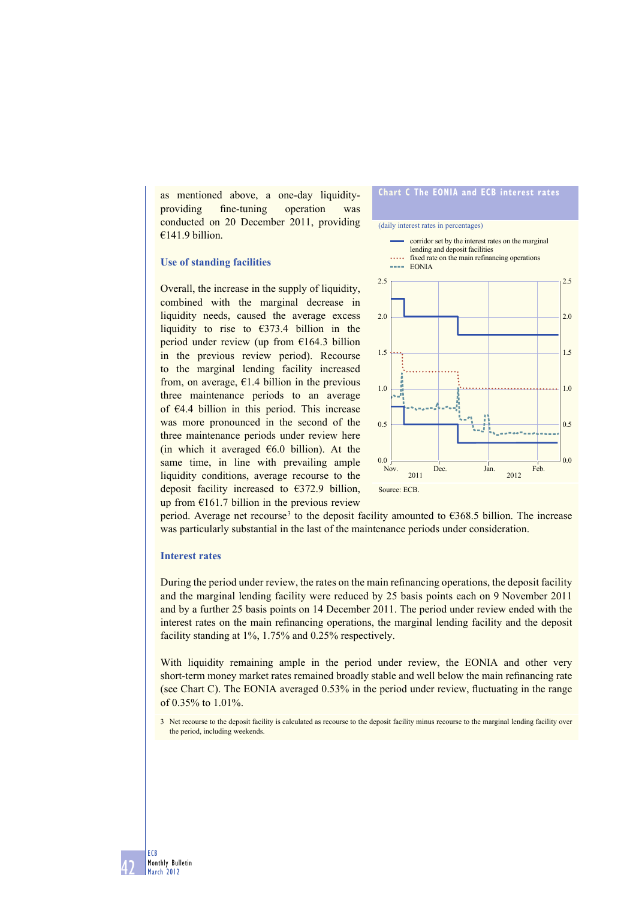as mentioned above, a one-day liquidity-providing fine-tuning operation was conducted on 20 December 2011, providing €141.9 billion.

### Use of standing facilities

Overall, the increase in the supply of liquidity, combined with the marginal decrease in liquidity needs, caused the average excess liquidity to rise to €373.4 billion in the period under review (up from €164.3 billion in the previous review period). Recourse to the marginal lending facility increased from, on average, €1.4 billion in the previous three maintenance periods to an average of €4.4 billion in this period. This increase was more pronounced in the second of the three maintenance periods under review here (in which it averaged €6.0 billion). At the same time, in line with prevailing ample liquidity conditions, average recourse to the deposit facility increased to €372.9 billion, up from €161.7 billion in the previous review period. Average net recourse[3] to the deposit facility amounted to €368.5 billion. The increase was particularly substantial in the last of the maintenance periods under consideration.

**Chart C The EONIA and ECB interest rates**

(daily interest rates in percentages)

corridor set by the interest rates on the marginal lending and deposit facilities
fixed rate on the main refinancing operations
EONIA

2.5
2.0
1.5
1.0
0.5
0.0

Nov. 2011
Dec.
Jan. 2012
Feb.

Source: ECB.

### Interest rates

During the period under review, the rates on the main refinancing operations, the deposit facility and the marginal lending facility were reduced by 25 basis points each on 9 November 2011 and by a further 25 basis points on 14 December 2011. The period under review ended with the interest rates on the main refinancing operations, the marginal lending facility and the deposit facility standing at 1%, 1.75% and 0.25% respectively.

With liquidity remaining ample in the period under review, the EONIA and other very short-term money market rates remained broadly stable and well below the main refinancing rate (see Chart C). The EONIA averaged 0.53% in the period under review, fluctuating in the range of 0.35% to 1.01%.

3 Net recourse to the deposit facility is calculated as recourse to the deposit facility minus recourse to the marginal lending facility over the period, including weekends.